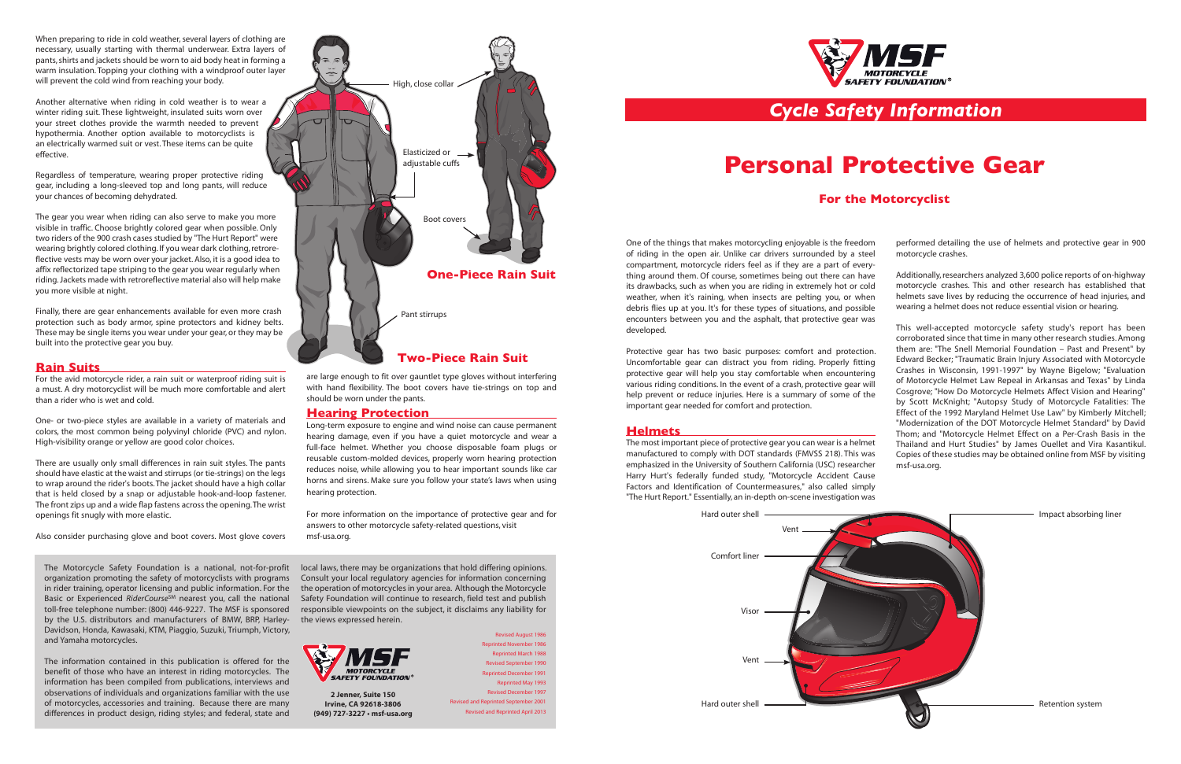# Cycle Safety Information

# Personal Protective Gear

## For the Motorcyclist

One of the things that makes motorcycling enjoyable is the freedom of riding in the open air. Unlike car drivers surrounded by a steel compartment, motorcycle riders feel as if they are a part of everything around them. Of course, sometimes being out there can have its drawbacks, such as when you are riding in extremely hot or cold weather, when it's raining, when insects are pelting you, or when debris flies up at you. It's for these types of situations, and possible encounters between you and the asphalt, that protective gear was developed.

Protective gear has two basic purposes: comfort and protection. Uncomfortable gear can distract you from riding. Properly fitting protective gear will help you stay comfortable when encountering various riding conditions. In the event of a crash, protective gear will help prevent or reduce injuries. Here is a summary of some of the important gear needed for comfort and protection.

### Helmets

The most important piece of protective gear you can wear is a helmet manufactured to comply with DOT standards (FMVSS 218). This was emphasized in the University of Southern California (USC) researcher Harry Hurt's federally funded study, "Motorcycle Accident Cause Factors and Identification of Countermeasures," also called simply "The Hurt Report." Essentially, an in-depth on-scene investigation was performed detailing the use of helmets and protective gear in 900 motorcycle crashes.

Additionally, researchers analyzed 3,600 police reports of on-highway motorcycle crashes. This and other research has established that helmets save lives by reducing the occurrence of head injuries, and wearing a helmet does not reduce essential vision or hearing.

This well-accepted motorcycle safety study's report has been corroborated since that time in many other research studies. Among them are: "The Snell Memorial Foundation – Past and Present" by Edward Becker; "Traumatic Brain Injury Associated with Motorcycle Crashes in Wisconsin, 1991-1997" by Wayne Bigelow; "Evaluation of Motorcycle Helmet Law Repeal in Arkansas and Texas" by Linda Cosgrove; "How Do Motorcycle Helmets Affect Vision and Hearing" by Scott McKnight; "Autopsy Study of Motorcycle Fatalities: The Effect of the 1992 Maryland Helmet Use Law" by Kimberly Mitchell; "Modernization of the DOT Motorcycle Helmet Standard" by David Thom; and "Motorcycle Helmet Effect on a Per-Crash Basis in the Thailand and Hurt Studies" by James Ouellet and Vira Kasantikul. Copies of these studies may be obtained online from MSF by visiting msf-usa.org.

Hard outer shell · Vent · Comfort liner · Visor · Vent · Hard outer shell · Impact absorbing liner · Retention system

When preparing to ride in cold weather, several layers of clothing are necessary, usually starting with thermal underwear. Extra layers of pants, shirts and jackets should be worn to aid body heat in forming a warm insulation. Topping your clothing with a windproof outer layer will prevent the cold wind from reaching your body.

Another alternative when riding in cold weather is to wear a winter riding suit. These lightweight, insulated suits worn over your street clothes provide the warmth needed to prevent hypothermia. Another option available to motorcyclists is an electrically warmed suit or vest. These items can be quite effective.

Regardless of temperature, wearing proper protective riding gear, including a long-sleeved top and long pants, will reduce your chances of becoming dehydrated.

The gear you wear when riding can also serve to make you more visible in traffic. Choose brightly colored gear when possible. Only two riders of the 900 crash cases studied by "The Hurt Report" were wearing brightly colored clothing. If you wear dark clothing, retroreflective vests may be worn over your jacket. Also, it is a good idea to affix reflectorized tape striping to the gear you wear regularly when riding. Jackets made with retroreflective material also will help make you more visible at night.

Finally, there are gear enhancements available for even more crash protection such as body armor, spine protectors and kidney belts. These may be single items you wear under your gear, or they may be built into the protective gear you buy.

### Rain Suits

For the avid motorcycle rider, a rain suit or waterproof riding suit is a must. A dry motorcyclist will be much more comfortable and alert than a rider who is wet and cold.

One- or two-piece styles are available in a variety of materials and colors, the most common being polyvinyl chloride (PVC) and nylon. High-visibility orange or yellow are good color choices.

There are usually only small differences in rain suit styles. The pants should have elastic at the waist and stirrups (or tie-strings) on the legs to wrap around the rider's boots. The jacket should have a high collar that is held closed by a snap or adjustable hook-and-loop fastener. The front zips up and a wide flap fastens across the opening. The wrist openings fit snugly with more elastic.

Also consider purchasing glove and boot covers. Most glove covers are large enough to fit over gauntlet type gloves without interfering with hand flexibility. The boot covers have tie-strings on top and should be worn under the pants.

High, close collar · Elasticized or adjustable cuffs · Boot covers · Pant stirrups

**One-Piece Rain Suit**

**Two-Piece Rain Suit**

### Hearing Protection

Long-term exposure to engine and wind noise can cause permanent hearing damage, even if you have a quiet motorcycle and wear a full-face helmet. Whether you choose disposable foam plugs or reusable custom-molded devices, properly worn hearing protection reduces noise, while allowing you to hear important sounds like car horns and sirens. Make sure you follow your state's laws when using hearing protection.

For more information on the importance of protective gear and for answers to other motorcycle safety-related questions, visit msf-usa.org.

The Motorcycle Safety Foundation is a national, not-for-profit organization promoting the safety of motorcyclists with programs in rider training, operator licensing and public information. For the Basic or Experienced *RiderCourse*SM nearest you, call the national toll-free telephone number: (800) 446-9227. The MSF is sponsored by the U.S. distributors and manufacturers of BMW, BRP, Harley-Davidson, Honda, Kawasaki, KTM, Piaggio, Suzuki, Triumph, Victory, and Yamaha motorcycles.

The information contained in this publication is offered for the benefit of those who have an interest in riding motorcycles. The information has been compiled from publications, interviews and observations of individuals and organizations familiar with the use of motorcycles, accessories and training. Because there are many differences in product design, riding styles; and federal, state and local laws, there may be organizations that hold differing opinions. Consult your local regulatory agencies for information concerning the operation of motorcycles in your area. Although the Motorcycle Safety Foundation will continue to research, field test and publish responsible viewpoints on the subject, it disclaims any liability for the views expressed herein.

MSF MOTORCYCLE SAFETY FOUNDATION®

**2 Jenner, Suite 150**
**Irvine, CA 92618-3806**
**(949) 727-3227 • msf-usa.org**

Revised August 1986
Reprinted November 1986
Reprinted March 1988
Revised September 1990
Reprinted December 1991
Reprinted May 1993
Revised December 1997
Revised and Reprinted September 2001
Revised and Reprinted April 2013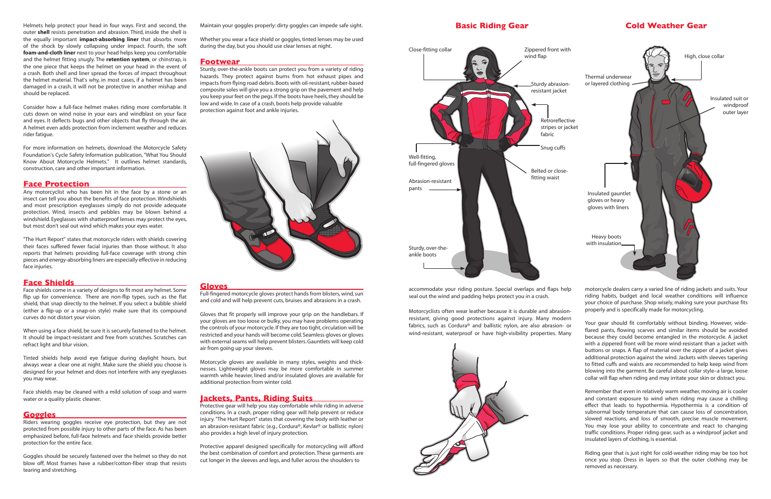Helmets help protect your head in four ways. First and second, the outer **shell** resists penetration and abrasion. Third, inside the shell is the equally important **impact-absorbing liner** that absorbs more of the shock by slowly collapsing under impact. Fourth, the soft **foam-and-cloth liner** next to your head helps keep you comfortable and the helmet fitting snugly. The **retention system**, or chinstrap, is the one piece that keeps the helmet on your head in the event of a crash. Both shell and liner spread the forces of impact throughout the helmet material. That's why, in most cases, if a helmet has been damaged in a crash, it will not be protective in another mishap and should be replaced.

Consider how a full-face helmet makes riding more comfortable. It cuts down on wind noise in your ears and windblast on your face and eyes. It deflects bugs and other objects that fly through the air. A helmet even adds protection from inclement weather and reduces rider fatigue.

For more information on helmets, download the Motorcycle Safety Foundation's Cycle Safety Information publication, "What You Should Know About Motorcycle Helmets." It outlines helmet standards, construction, care and other important information.

## Face Protection

Any motorcyclist who has been hit in the face by a stone or an insect can tell you about the benefits of face protection. Windshields and most prescription eyeglasses simply do not provide adequate protection. Wind, insects and pebbles may be blown behind a windshield. Eyeglasses with shatterproof lenses may protect the eyes, but most don't seal out wind which makes your eyes water.

"The Hurt Report" states that motorcycle riders with shields covering their faces suffered fewer facial injuries than those without. It also reports that helmets providing full-face coverage with strong chin pieces and energy-absorbing liners are especially effective in reducing face injuries.

## Face Shields

Face shields come in a variety of designs to fit most any helmet. Some flip up for convenience. There are non-flip types, such as the flat shield, that snap directly to the helmet. If you select a bubble shield (either a flip-up or a snap-on style) make sure that its compound curves do not distort your vision.

When using a face shield, be sure it is securely fastened to the helmet. It should be impact-resistant and free from scratches. Scratches can refract light and blur vision.

Tinted shields help avoid eye fatigue during daylight hours, but always wear a clear one at night. Make sure the shield you choose is designed for your helmet and does not interfere with any eyeglasses you may wear.

Face shields may be cleaned with a mild solution of soap and warm water or a quality plastic cleaner.

## Goggles

Riders wearing goggles receive eye protection, but they are not protected from possible injury to other parts of the face. As has been emphasized before, full-face helmets and face shields provide better protection for the entire face.

Goggles should be securely fastened over the helmet so they do not blow off. Most frames have a rubber/cotton-fiber strap that resists tearing and stretching.

Maintain your goggles properly: dirty goggles can impede safe sight.

Whether you wear a face shield or goggles, tinted lenses may be used during the day, but you should use clear lenses at night.

## Footwear

Sturdy, over-the-ankle boots can protect you from a variety of riding hazards. They protect against burns from hot exhaust pipes and impacts from flying road debris. Boots with oil-resistant, rubber-based composite soles will give you a strong grip on the pavement and help you keep your feet on the pegs. If the boots have heels, they should be low and wide. In case of a crash, boots help provide valuable protection against foot and ankle injuries.

## Gloves

Full-fingered motorcycle gloves protect hands from blisters, wind, sun and cold and will help prevent cuts, bruises and abrasions in a crash.

Gloves that fit properly will improve your grip on the handlebars. If your gloves are too loose or bulky, you may have problems operating the controls of your motorcycle. If they are too tight, circulation will be restricted and your hands will become cold. Seamless gloves or gloves with external seams will help prevent blisters. Gauntlets will keep cold air from going up your sleeves.

Motorcycle gloves are available in many styles, weights and thicknesses. Lightweight gloves may be more comfortable in summer warmth while heavier, lined and/or insulated gloves are available for additional protection from winter cold.

## Jackets, Pants, Riding Suits

Protective gear will help you stay comfortable while riding in adverse conditions. In a crash, proper riding gear will help prevent or reduce injury. "The Hurt Report" states that covering the body with leather or an abrasion-resistant fabric (e.g., Cordura®, Kevlar® or ballistic nylon) also provides a high level of injury protection.

Protective apparel designed specifically for motorcycling will afford the best combination of comfort and protection. These garments are cut longer in the sleeves and legs, and fuller across the shoulders to accommodate your riding posture. Special overlaps and flaps help seal out the wind and padding helps protect you in a crash.

Motorcyclists often wear leather because it is durable and abrasion-resistant, giving good protections against injury. Many modern fabrics, such as Cordura® and ballistic nylon, are also abrasion- or wind-resistant, waterproof or have high-visibility properties. Many motorcycle dealers carry a varied line of riding jackets and suits. Your riding habits, budget and local weather conditions will influence your choice of purchase. Shop wisely, making sure your purchase fits properly and is specifically made for motorcycling.

Your gear should fit comfortably without binding. However, wide-flared pants, flowing scarves and similar items should be avoided because they could become entangled in the motorcycle. A jacket with a zippered front will be more wind-resistant than a jacket with buttons or snaps. A flap of material over the zipper of a jacket gives additional protection against the wind. Jackets with sleeves tapering to fitted cuffs and waists are recommended to help keep wind from blowing into the garment. Be careful about collar style–a large, loose collar will flap when riding and may irritate your skin or distract you.

Remember that even in relatively warm weather, moving air is cooler and constant exposure to wind when riding may cause a chilling effect that leads to hypothermia. Hypothermia is a condition of subnormal body temperature that can cause loss of concentration, slowed reactions, and loss of smooth, precise muscle movement. You may lose your ability to concentrate and react to changing traffic conditions. Proper riding gear, such as a windproof jacket and insulated layers of clothing, is essential.

Riding gear that is just right for cold-weather riding may be too hot once you stop. Dress in layers so that the outer clothing may be removed as necessary.

## Basic Riding Gear

Close-fitting collar

Zippered front with wind flap

Sturdy abrasion-resistant jacket

Retroreflective stripes or jacket fabric

Snug cuffs

Well-fitting, full-fingered gloves

Belted or close-fitting waist

Abrasion-resistant pants

Sturdy, over-the-ankle boots

## Cold Weather Gear

High, close collar

Thermal underwear or layered clothing

Insulated suit or windproof outer layer

Insulated gauntlet gloves or heavy gloves with liners

Heavy boots with insulation